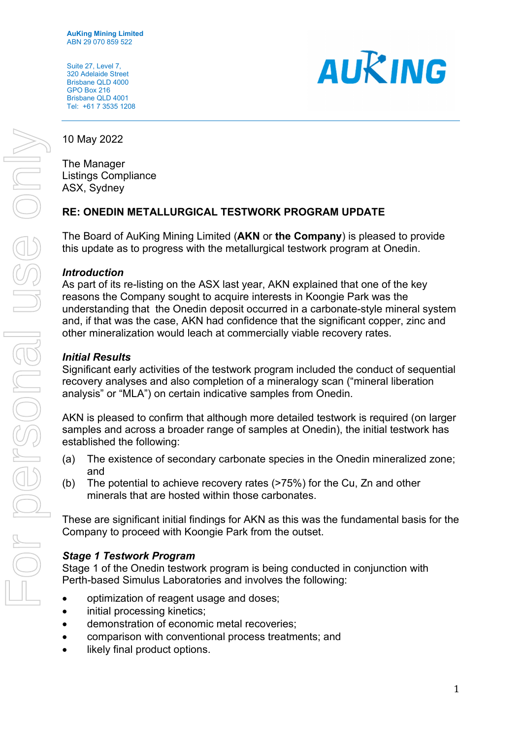**AuKing Mining Limited**
ABN 29 070 859 522

Suite 27, Level 7,
320 Adelaide Street
Brisbane QLD 4000
GPO Box 216
Brisbane QLD 4001
Tel: +61 7 3535 1208

10 May 2022

The Manager
Listings Compliance
ASX, Sydney

**RE: ONEDIN METALLURGICAL TESTWORK PROGRAM UPDATE**

The Board of AuKing Mining Limited (**AKN** or **the Company**) is pleased to provide this update as to progress with the metallurgical testwork program at Onedin.

***Introduction***

As part of its re-listing on the ASX last year, AKN explained that one of the key reasons the Company sought to acquire interests in Koongie Park was the understanding that the Onedin deposit occurred in a carbonate-style mineral system and, if that was the case, AKN had confidence that the significant copper, zinc and other mineralization would leach at commercially viable recovery rates.

***Initial Results***

Significant early activities of the testwork program included the conduct of sequential recovery analyses and also completion of a mineralogy scan ("mineral liberation analysis" or "MLA") on certain indicative samples from Onedin.

AKN is pleased to confirm that although more detailed testwork is required (on larger samples and across a broader range of samples at Onedin), the initial testwork has established the following:

(a) The existence of secondary carbonate species in the Onedin mineralized zone; and

(b) The potential to achieve recovery rates (>75%) for the Cu, Zn and other minerals that are hosted within those carbonates.

These are significant initial findings for AKN as this was the fundamental basis for the Company to proceed with Koongie Park from the outset.

***Stage 1 Testwork Program***

Stage 1 of the Onedin testwork program is being conducted in conjunction with Perth-based Simulus Laboratories and involves the following:

- optimization of reagent usage and doses;
- initial processing kinetics;
- demonstration of economic metal recoveries;
- comparison with conventional process treatments; and
- likely final product options.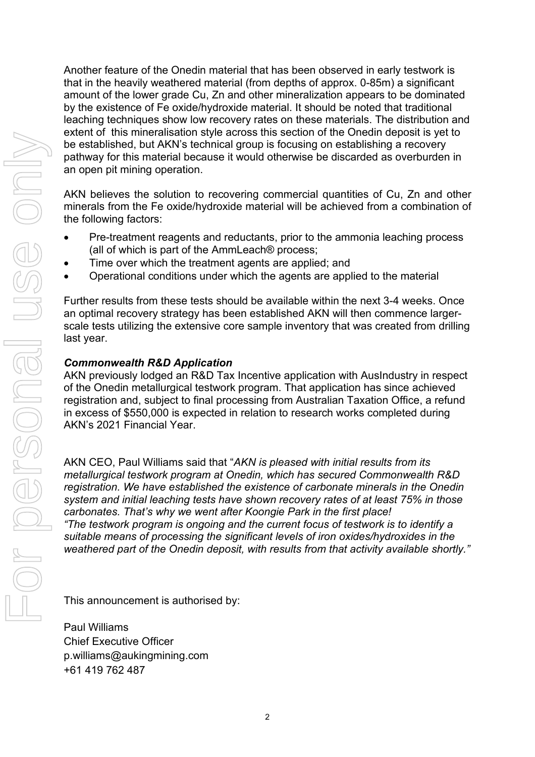Another feature of the Onedin material that has been observed in early testwork is that in the heavily weathered material (from depths of approx. 0-85m) a significant amount of the lower grade Cu, Zn and other mineralization appears to be dominated by the existence of Fe oxide/hydroxide material. It should be noted that traditional leaching techniques show low recovery rates on these materials. The distribution and extent of this mineralisation style across this section of the Onedin deposit is yet to be established, but AKN's technical group is focusing on establishing a recovery pathway for this material because it would otherwise be discarded as overburden in an open pit mining operation.

AKN believes the solution to recovering commercial quantities of Cu, Zn and other minerals from the Fe oxide/hydroxide material will be achieved from a combination of the following factors:

- Pre-treatment reagents and reductants, prior to the ammonia leaching process (all of which is part of the AmmLeach® process;
- Time over which the treatment agents are applied; and
- Operational conditions under which the agents are applied to the material

Further results from these tests should be available within the next 3-4 weeks. Once an optimal recovery strategy has been established AKN will then commence larger-scale tests utilizing the extensive core sample inventory that was created from drilling last year.

***Commonwealth R&D Application***

AKN previously lodged an R&D Tax Incentive application with AusIndustry in respect of the Onedin metallurgical testwork program. That application has since achieved registration and, subject to final processing from Australian Taxation Office, a refund in excess of $550,000 is expected in relation to research works completed during AKN's 2021 Financial Year.

AKN CEO, Paul Williams said that "*AKN is pleased with initial results from its metallurgical testwork program at Onedin, which has secured Commonwealth R&D registration. We have established the existence of carbonate minerals in the Onedin system and initial leaching tests have shown recovery rates of at least 75% in those carbonates. That's why we went after Koongie Park in the first place!*
*"The testwork program is ongoing and the current focus of testwork is to identify a suitable means of processing the significant levels of iron oxides/hydroxides in the weathered part of the Onedin deposit, with results from that activity available shortly."*

This announcement is authorised by:

Paul Williams
Chief Executive Officer
p.williams@aukingmining.com
+61 419 762 487